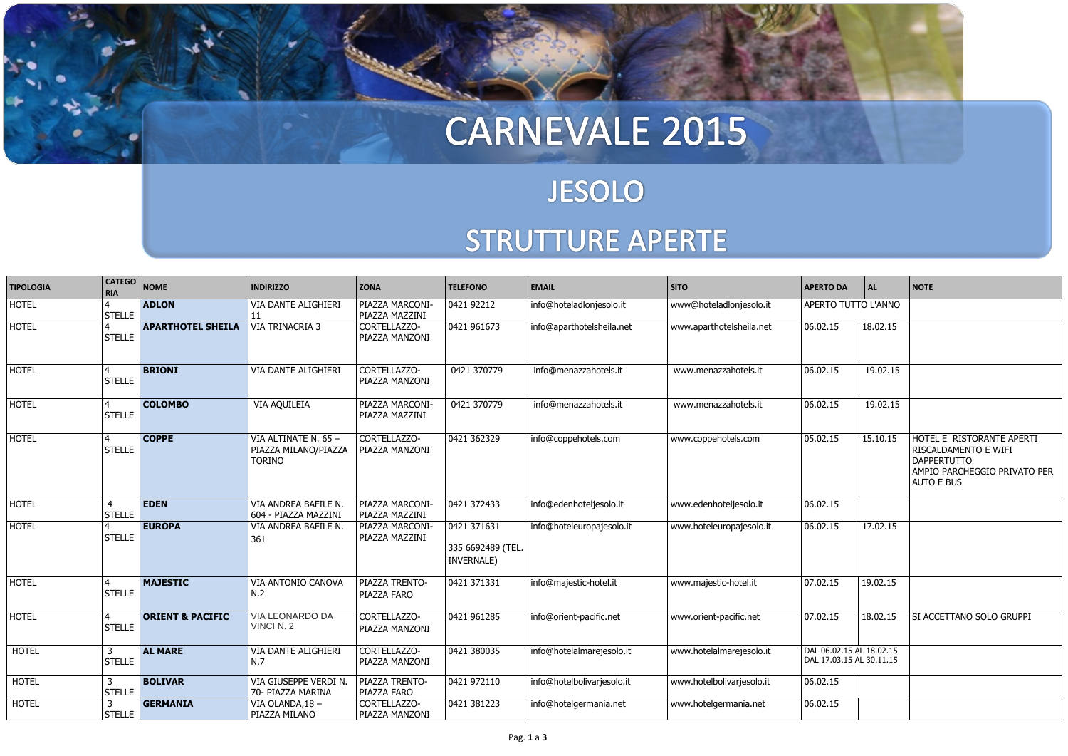# CARNEVALE 2015

## JESOLO

## STRUTTURE APERTE

| TIPOLOGIA | CATEGORIA | NOME | INDIRIZZO | ZONA | TELEFONO | EMAIL | SITO | APERTO DA | AL | NOTE |
|---|---|---|---|---|---|---|---|---|---|---|
| HOTEL | 4 STELLE | **ADLON** | VIA DANTE ALIGHIERI 11 | PIAZZA MARCONI-PIAZZA MAZZINI | 0421 92212 | info@hoteladlonjesolo.it | www@hoteladlonjesolo.it | APERTO TUTTO L'ANNO | | |
| HOTEL | 4 STELLE | **APARTHOTEL SHEILA** | VIA TRINACRIA 3 | CORTELLAZZO-PIAZZA MANZONI | 0421 961673 | info@aparthotelsheila.net | www.aparthotelsheila.net | 06.02.15 | 18.02.15 | |
| HOTEL | 4 STELLE | **BRIONI** | VIA DANTE ALIGHIERI | CORTELLAZZO-PIAZZA MANZONI | 0421 370779 | info@menazzahotels.it | www.menazzahotels.it | 06.02.15 | 19.02.15 | |
| HOTEL | 4 STELLE | **COLOMBO** | VIA AQUILEIA | PIAZZA MARCONI-PIAZZA MAZZINI | 0421 370779 | info@menazzahotels.it | www.menazzahotels.it | 06.02.15 | 19.02.15 | |
| HOTEL | 4 STELLE | **COPPE** | VIA ALTINATE N. 65 – PIAZZA MILANO/PIAZZA TORINO | CORTELLAZZO-PIAZZA MANZONI | 0421 362329 | info@coppehotels.com | www.coppehotels.com | 05.02.15 | 15.10.15 | HOTEL E RISTORANTE APERTI RISCALDAMENTO E WIFI DAPPERTUTTO AMPIO PARCHEGGIO PRIVATO PER AUTO E BUS |
| HOTEL | 4 STELLE | **EDEN** | VIA ANDREA BAFILE N. 604 - PIAZZA MAZZINI | PIAZZA MARCONI-PIAZZA MAZZINI | 0421 372433 | info@edenhoteljesolo.it | www.edenhoteljesolo.it | 06.02.15 | | |
| HOTEL | 4 STELLE | **EUROPA** | VIA ANDREA BAFILE N. 361 | PIAZZA MARCONI-PIAZZA MAZZINI | 0421 371631<br>335 6692489 (TEL. INVERNALE) | info@hoteleuropajesolo.it | www.hoteleuropajesolo.it | 06.02.15 | 17.02.15 | |
| HOTEL | 4 STELLE | **MAJESTIC** | VIA ANTONIO CANOVA N.2 | PIAZZA TRENTO-PIAZZA FARO | 0421 371331 | info@majestic-hotel.it | www.majestic-hotel.it | 07.02.15 | 19.02.15 | |
| HOTEL | 4 STELLE | **ORIENT & PACIFIC** | VIA LEONARDO DA VINCI N. 2 | CORTELLAZZO-PIAZZA MANZONI | 0421 961285 | info@orient-pacific.net | www.orient-pacific.net | 07.02.15 | 18.02.15 | SI ACCETTANO SOLO GRUPPI |
| HOTEL | 3 STELLE | **AL MARE** | VIA DANTE ALIGHIERI N.7 | CORTELLAZZO-PIAZZA MANZONI | 0421 380035 | info@hotelalmarejesolo.it | www.hotelalmarejesolo.it | DAL 06.02.15 AL 18.02.15<br>DAL 17.03.15 AL 30.11.15 | | |
| HOTEL | 3 STELLE | **BOLIVAR** | VIA GIUSEPPE VERDI N. 70- PIAZZA MARINA | PIAZZA TRENTO-PIAZZA FARO | 0421 972110 | info@hotelbolivarjesolo.it | www.hotelbolivarjesolo.it | 06.02.15 | | |
| HOTEL | 3 STELLE | **GERMANIA** | VIA OLANDA,18 – PIAZZA MILANO | CORTELLAZZO-PIAZZA MANZONI | 0421 381223 | info@hotelgermania.net | www.hotelgermania.net | 06.02.15 | | |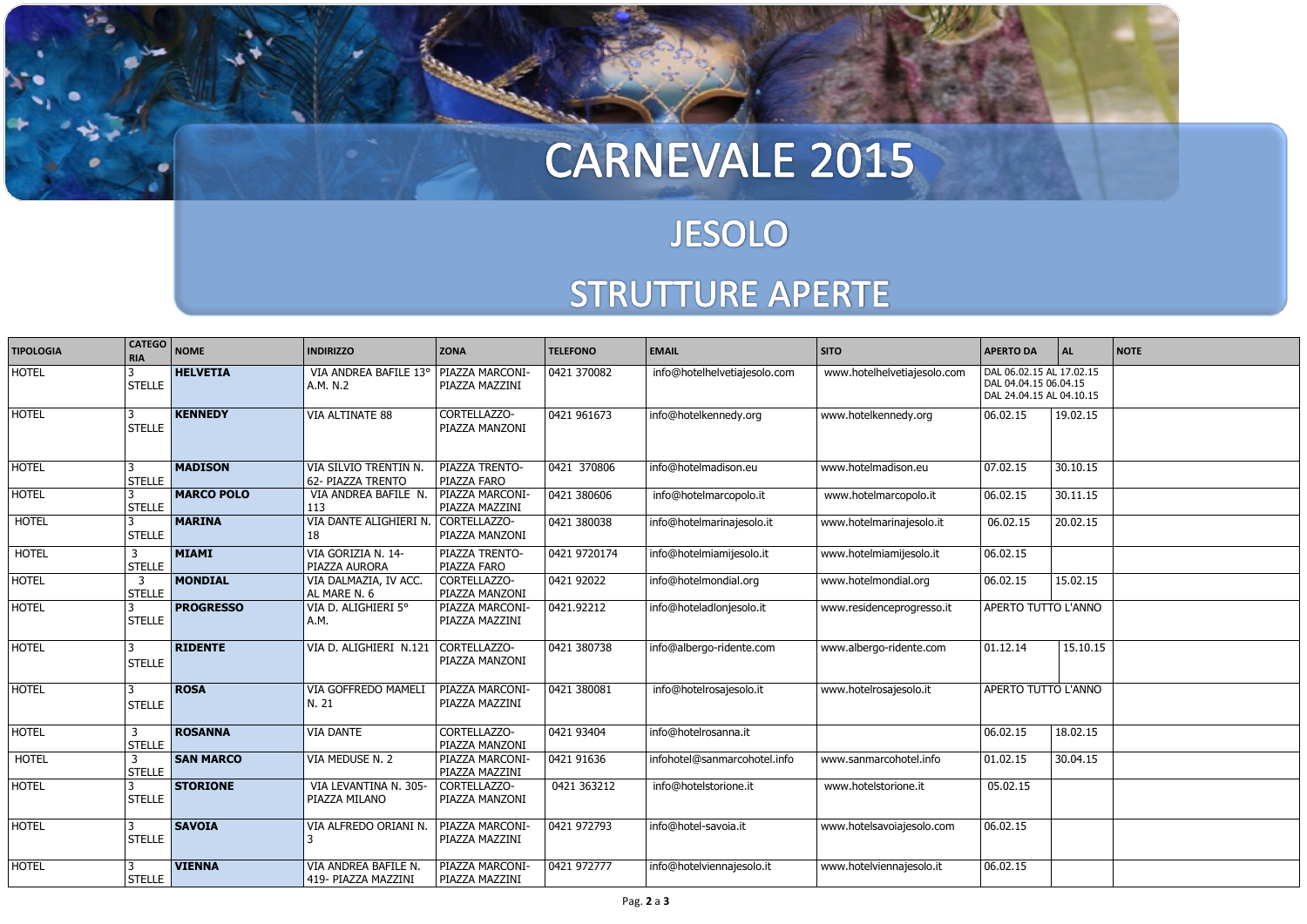# CARNEVALE 2015

## JESOLO

## STRUTTURE APERTE

| TIPOLOGIA | CATEGORIA | NOME | INDIRIZZO | ZONA | TELEFONO | EMAIL | SITO | APERTO DA | AL | NOTE |
|---|---|---|---|---|---|---|---|---|---|---|
| HOTEL | 3 STELLE | **HELVETIA** | VIA ANDREA BAFILE 13° A.M. N.2 | PIAZZA MARCONI-PIAZZA MAZZINI | 0421 370082 | info@hotelhelvetiajesolo.com | www.hotelhelvetiajesolo.com | DAL 06.02.15 AL 17.02.15 DAL 04.04.15 06.04.15 DAL 24.04.15 AL 04.10.15 | | |
| HOTEL | 3 STELLE | **KENNEDY** | VIA ALTINATE 88 | CORTELLAZZO-PIAZZA MANZONI | 0421 961673 | info@hotelkennedy.org | www.hotelkennedy.org | 06.02.15 | 19.02.15 | |
| HOTEL | 3 STELLE | **MADISON** | VIA SILVIO TRENTIN N. 62- PIAZZA TRENTO | PIAZZA TRENTO-PIAZZA FARO | 0421 370806 | info@hotelmadison.eu | www.hotelmadison.eu | 07.02.15 | 30.10.15 | |
| HOTEL | 3 STELLE | **MARCO POLO** | VIA ANDREA BAFILE N. 113 | PIAZZA MARCONI-PIAZZA MAZZINI | 0421 380606 | info@hotelmarcopolo.it | www.hotelmarcopolo.it | 06.02.15 | 30.11.15 | |
| HOTEL | 3 STELLE | **MARINA** | VIA DANTE ALIGHIERI N. 18 | CORTELLAZZO-PIAZZA MANZONI | 0421 380038 | info@hotelmarinajesolo.it | www.hotelmarinajesolo.it | 06.02.15 | 20.02.15 | |
| HOTEL | 3 STELLE | **MIAMI** | VIA GORIZIA N. 14-PIAZZA AURORA | PIAZZA TRENTO-PIAZZA FARO | 0421 9720174 | info@hotelmiamijesolo.it | www.hotelmiamijesolo.it | 06.02.15 | | |
| HOTEL | 3 STELLE | **MONDIAL** | VIA DALMAZIA, IV ACC. AL MARE N. 6 | CORTELLAZZO-PIAZZA MANZONI | 0421 92022 | info@hotelmondial.org | www.hotelmondial.org | 06.02.15 | 15.02.15 | |
| HOTEL | 3 STELLE | **PROGRESSO** | VIA D. ALIGHIERI 5° A.M. | PIAZZA MARCONI-PIAZZA MAZZINI | 0421.92212 | info@hoteladlonjesolo.it | www.residenceprogresso.it | APERTO TUTTO L'ANNO | | |
| HOTEL | 3 STELLE | **RIDENTE** | VIA D. ALIGHIERI N.121 | CORTELLAZZO-PIAZZA MANZONI | 0421 380738 | info@albergo-ridente.com | www.albergo-ridente.com | 01.12.14 | 15.10.15 | |
| HOTEL | 3 STELLE | **ROSA** | VIA GOFFREDO MAMELI N. 21 | PIAZZA MARCONI-PIAZZA MAZZINI | 0421 380081 | info@hotelrosajesolo.it | www.hotelrosajesolo.it | APERTO TUTTO L'ANNO | | |
| HOTEL | 3 STELLE | **ROSANNA** | VIA DANTE | CORTELLAZZO-PIAZZA MANZONI | 0421 93404 | info@hotelrosanna.it | | 06.02.15 | 18.02.15 | |
| HOTEL | 3 STELLE | **SAN MARCO** | VIA MEDUSE N. 2 | PIAZZA MARCONI-PIAZZA MAZZINI | 0421 91636 | infohotel@sanmarcohotel.info | www.sanmarcohotel.info | 01.02.15 | 30.04.15 | |
| HOTEL | 3 STELLE | **STORIONE** | VIA LEVANTINA N. 305-PIAZZA MILANO | CORTELLAZZO-PIAZZA MANZONI | 0421 363212 | info@hotelstorione.it | www.hotelstorione.it | 05.02.15 | | |
| HOTEL | 3 STELLE | **SAVOIA** | VIA ALFREDO ORIANI N. 3 | PIAZZA MARCONI-PIAZZA MAZZINI | 0421 972793 | info@hotel-savoia.it | www.hotelsavoiajesolo.com | 06.02.15 | | |
| HOTEL | 3 STELLE | **VIENNA** | VIA ANDREA BAFILE N. 419- PIAZZA MAZZINI | PIAZZA MARCONI-PIAZZA MAZZINI | 0421 972777 | info@hotelviennajesolo.it | www.hotelviennajesolo.it | 06.02.15 | | |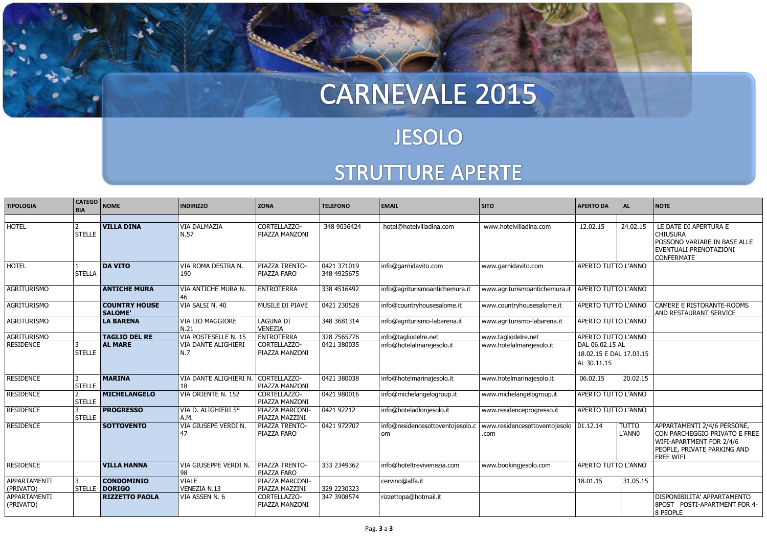# CARNEVALE 2015

## JESOLO

## STRUTTURE APERTE

| TIPOLOGIA | CATEGORIA | NOME | INDIRIZZO | ZONA | TELEFONO | EMAIL | SITO | APERTO DA | AL | NOTE |
|---|---|---|---|---|---|---|---|---|---|---|
| | | | | | | | | | | |
| HOTEL | 2 STELLE | **VILLA DINA** | VIA DALMAZIA N.57 | CORTELLAZZO-PIAZZA MANZONI | 348 9036424 | hotel@hotelvilladina.com | www.hotelvilladina.com | 12.02.15 | 24.02.15 | LE DATE DI APERTURA E CHIUSURA POSSONO VARIARE IN BASE ALLE EVENTUALI PRENOTAZIONI CONFERMATE |
| HOTEL | 1 STELLA | **DA VITO** | VIA ROMA DESTRA N. 190 | PIAZZA TRENTO-PIAZZA FARO | 0421 371019 348 4925675 | info@garnidavito.com | www.garnidavito.com | APERTO TUTTO L'ANNO | | |
| AGRITURISMO | | **ANTICHE MURA** | VIA ANTICHE MURA N. 46 | ENTROTERRA | 338 4516492 | info@agriturismoantichemura.it | www.agriturismoantichemura.it | APERTO TUTTO L'ANNO | | |
| AGRITURISMO | | **COUNTRY HOUSE SALOME'** | VIA SALSI N. 40 | MUSILE DI PIAVE | 0421 230528 | info@countryhousesalome.it | www.countryhousesalome.it | APERTO TUTTO L'ANNO | | CAMERE E RISTORANTE-ROOMS AND RESTAURANT SERVICE |
| AGRITURISMO | | **LA BARENA** | VIA LIO MAGGIORE N.21 | LAGUNA DI VENEZIA | 348 3681314 | info@agriturismo-labarena.it | www.agriturismo-labarena.it | APERTO TUTTO L'ANNO | | |
| AGRITURISMO | | **TAGLIO DEL RE** | VIA POSTESELLE N. 15 | ENTROTERRA | 328 7565776 | info@tagliodelre.net | www.tagliodelre.net | APERTO TUTTO L'ANNO | | |
| RESIDENCE | 3 STELLE | **AL MARE** | VIA DANTE ALIGHIERI N.7 | CORTELLAZZO-PIAZZA MANZONI | 0421 380035 | info@hotelalmarejesolo.it | www.hotelalmarejesolo.it | DAL 06.02.15 AL 18.02.15 E DAL 17.03.15 AL 30.11.15 | | |
| RESIDENCE | 3 STELLE | **MARINA** | VIA DANTE ALIGHIERI N. 18 | CORTELLAZZO-PIAZZA MANZONI | 0421 380038 | info@hotelmarinajesolo.it | www.hotelmarinajesolo.it | 06.02.15 | 20.02.15 | |
| RESIDENCE | 2 STELLE | **MICHELANGELO** | VIA ORIENTE N. 152 | CORTELLAZZO-PIAZZA MANZONI | 0421 980016 | info@michelangelogroup.it | www.michelangelogroup.it | APERTO TUTTO L'ANNO | | |
| RESIDENCE | 3 STELLE | **PROGRESSO** | VIA D. ALIGHIERI 5° A.M. | PIAZZA MARCONI-PIAZZA MAZZINI | 0421 92212 | info@hoteladlonjesolo.it | www.residenceprogresso.it | APERTO TUTTO L'ANNO | | |
| RESIDENCE | | **SOTTOVENTO** | VIA GIUSEPE VERDI N. 47 | PIAZZA TRENTO-PIAZZA FARO | 0421 972707 | info@residencesottoventojesolo.com | www.residencesottoventojesolo.com | 01.12.14 | TUTTO L'ANN0 | APPARTAMENTI 2/4/6 PERSONE, CON PARCHEGGIO PRIVATO E FREE WIFI-APARTMENT FOR 2/4/6 PEOPLE, PRIVATE PARKING AND FREE WIFI |
| RESIDENCE | | **VILLA HANNA** | VIA GIUSEPPE VERDI N. 98 | PIAZZA TRENTO-PIAZZA FARO | 333 2349362 | info@hoteltrevivenezia.com | www.bookingjesolo.com | APERTO TUTTO L'ANNO | | |
| APPARTAMENTI (PRIVATO) | 3 STELLE | **CONDOMINIO DORIGO** | VIALE VENEZIA N.13 | PIAZZA MARCONI-PIAZZA MAZZINI | 329 2230323 | cervino@alfa.it | | 18.01.15 | 31.05.15 | |
| APPARTAMENTI (PRIVATO) | | **RIZZETTO PAOLA** | VIA ASSEN N. 6 | CORTELLAZZO-PIAZZA MANZONI | 347 3908574 | rizzettopa@hotmail.it | | | | DISPONIBILITA' APPARTAMENTO 8POST POSTI-APARTMENT FOR 4-8 PEOPLE |